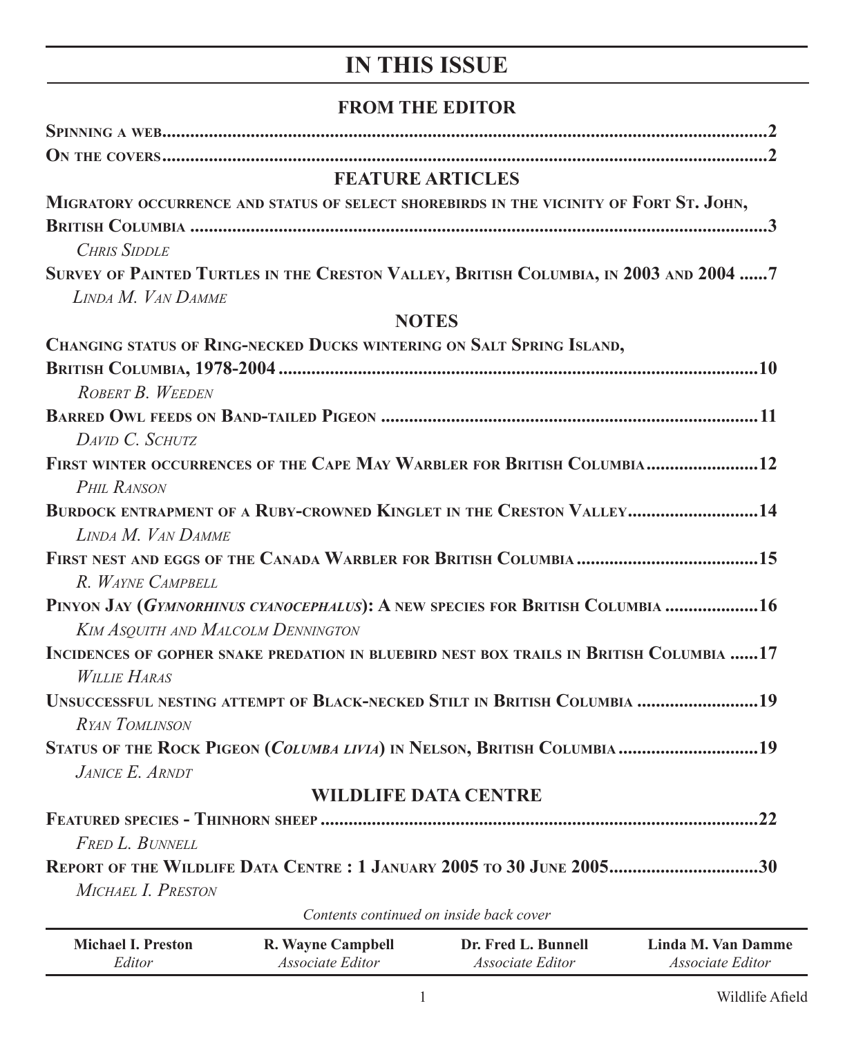# IN THIS ISSUE

## FROM THE EDITOR

**Spinning a web** ....................................................................................................... **2**

**On the covers** ....................................................................................................... **2**

## FEATURE ARTICLES

**Migratory occurrence and status of select shorebirds in the vicinity of Fort St. John, British Columbia** ....................................................................................................... **3**
*Chris Siddle*

**Survey of Painted Turtles in the Creston Valley, British Columbia, in 2003 and 2004** ...... **7**
*Linda M. Van Damme*

## NOTES

**Changing status of Ring-necked Ducks wintering on Salt Spring Island, British Columbia, 1978-2004** ....................................................................................................... **10**
*Robert B. Weeden*

**Barred Owl feeds on Band-tailed Pigeon** ....................................................................................................... **11**
*David C. Schutz*

**First winter occurrences of the Cape May Warbler for British Columbia** ....................... **12**
*Phil Ranson*

**Burdock entrapment of a Ruby-crowned Kinglet in the Creston Valley** ........................... **14**
*Linda M. Van Damme*

**First nest and eggs of the Canada Warbler for British Columbia** ....................................... **15**
*R. Wayne Campbell*

**Pinyon Jay (*Gymnorhinus cyanocephalus*): A new species for British Columbia** .................... **16**
*Kim Asquith and Malcolm Dennington*

**Incidences of gopher snake predation in bluebird nest box trails in British Columbia** ...... **17**
*Willie Haras*

**Unsuccessful nesting attempt of Black-necked Stilt in British Columbia** .......................... **19**
*Ryan Tomlinson*

**Status of the Rock Pigeon (*Columba livia*) in Nelson, British Columbia** .............................. **19**
*Janice E. Arndt*

## WILDLIFE DATA CENTRE

**Featured species - Thinhorn sheep** ....................................................................................................... **22**
*Fred L. Bunnell*

**Report of the Wildlife Data Centre : 1 January 2005 to 30 June 2005** ................................ **30**
*Michael I. Preston*

*Contents continued on inside back cover*

| **Michael I. Preston** | **R. Wayne Campbell** | **Dr. Fred L. Bunnell** | **Linda M. Van Damme** |
|---|---|---|---|
| *Editor* | *Associate Editor* | *Associate Editor* | *Associate Editor* |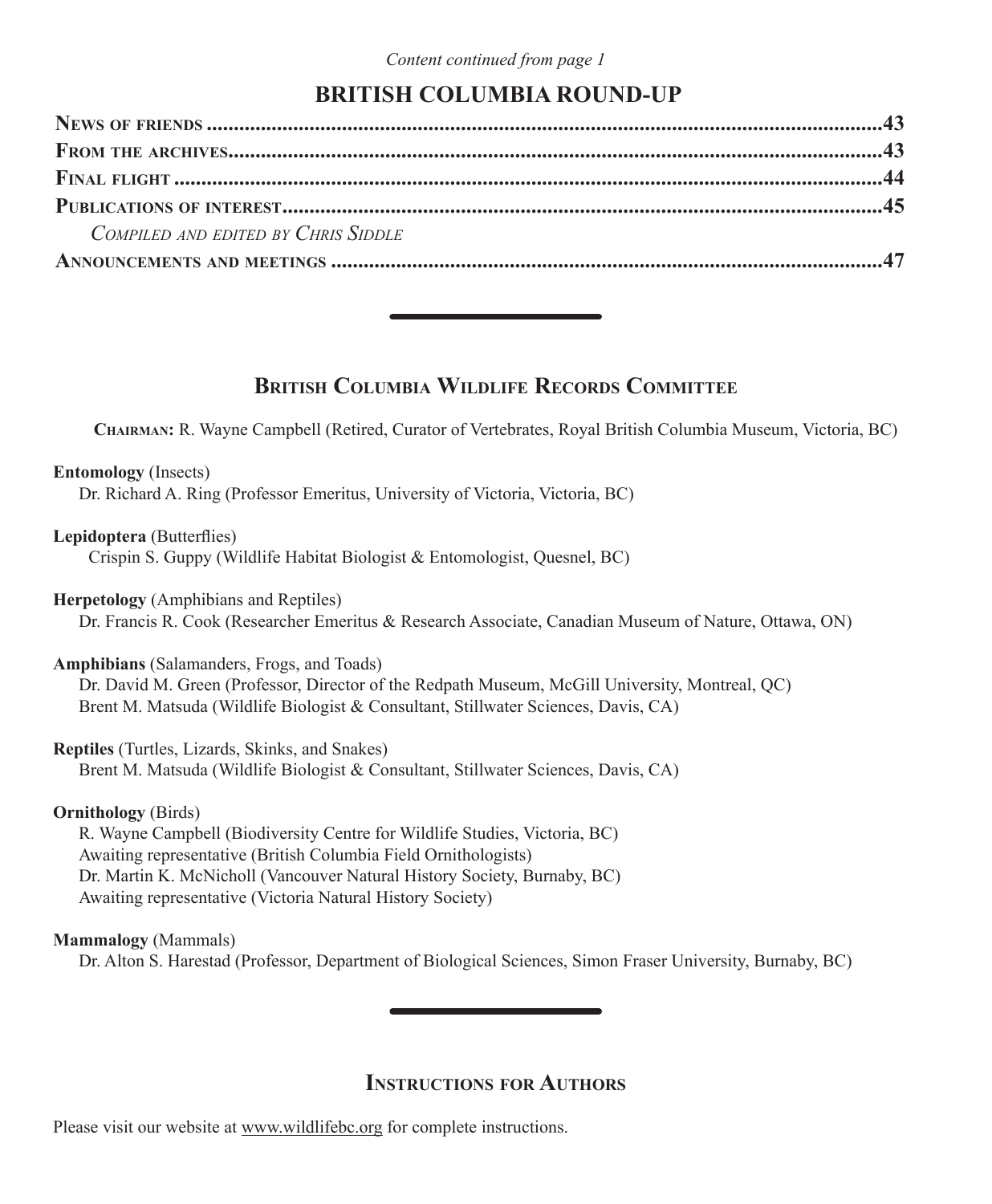*Content continued from page 1*

## BRITISH COLUMBIA ROUND-UP

**News of friends** .......................................................................... **43**

**From the archives** .......................................................................... **43**

**Final flight** .......................................................................... **44**

**Publications of interest** .......................................................................... **45**

*Compiled and edited by Chris Siddle*

**Announcements and meetings** .......................................................................... **47**

---

## British Columbia Wildlife Records Committee

**Chairman:** R. Wayne Campbell (Retired, Curator of Vertebrates, Royal British Columbia Museum, Victoria, BC)

**Entomology** (Insects)
Dr. Richard A. Ring (Professor Emeritus, University of Victoria, Victoria, BC)

**Lepidoptera** (Butterflies)
Crispin S. Guppy (Wildlife Habitat Biologist & Entomologist, Quesnel, BC)

**Herpetology** (Amphibians and Reptiles)
Dr. Francis R. Cook (Researcher Emeritus & Research Associate, Canadian Museum of Nature, Ottawa, ON)

**Amphibians** (Salamanders, Frogs, and Toads)
Dr. David M. Green (Professor, Director of the Redpath Museum, McGill University, Montreal, QC)
Brent M. Matsuda (Wildlife Biologist & Consultant, Stillwater Sciences, Davis, CA)

**Reptiles** (Turtles, Lizards, Skinks, and Snakes)
Brent M. Matsuda (Wildlife Biologist & Consultant, Stillwater Sciences, Davis, CA)

**Ornithology** (Birds)
R. Wayne Campbell (Biodiversity Centre for Wildlife Studies, Victoria, BC)
Awaiting representative (British Columbia Field Ornithologists)
Dr. Martin K. McNicholl (Vancouver Natural History Society, Burnaby, BC)
Awaiting representative (Victoria Natural History Society)

**Mammalogy** (Mammals)
Dr. Alton S. Harestad (Professor, Department of Biological Sciences, Simon Fraser University, Burnaby, BC)

---

## Instructions for Authors

Please visit our website at www.wildlifebc.org for complete instructions.